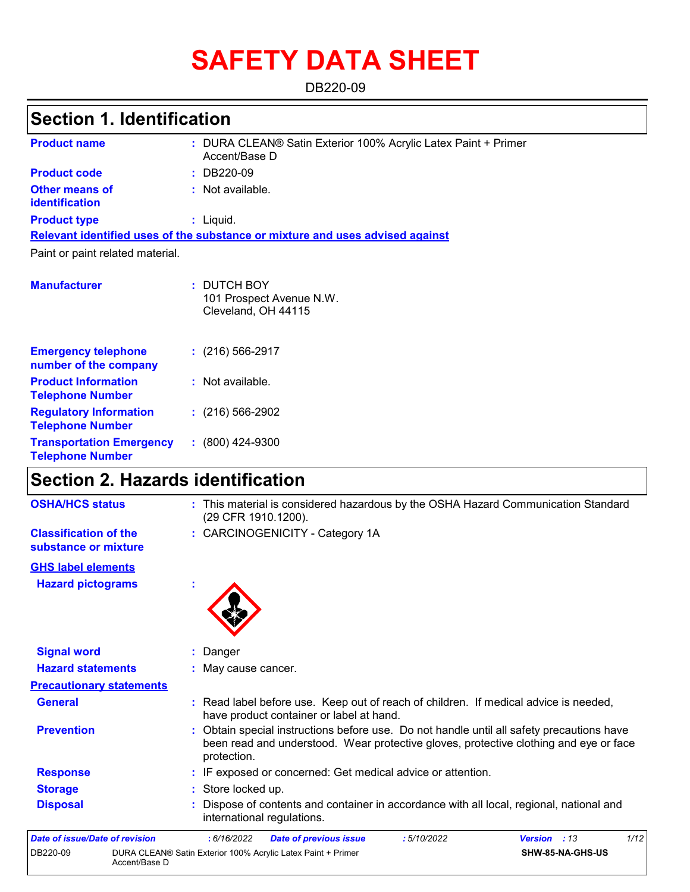# SAFETY DATA SHEET

DB220-09

## Section 1. Identification

| | | |
|---|---|---|
| **Product name** | : | DURA CLEAN® Satin Exterior 100% Acrylic Latex Paint + Primer Accent/Base D |
| **Product code** | : | DB220-09 |
| **Other means of identification** | : | Not available. |
| **Product type** | : | Liquid. |

**Relevant identified uses of the substance or mixture and uses advised against**

Paint or paint related material.

| | | |
|---|---|---|
| **Manufacturer** | : | DUTCH BOY<br>101 Prospect Avenue N.W.<br>Cleveland, OH 44115 |
| **Emergency telephone number of the company** | : | (216) 566-2917 |
| **Product Information Telephone Number** | : | Not available. |
| **Regulatory Information Telephone Number** | : | (216) 566-2902 |
| **Transportation Emergency Telephone Number** | : | (800) 424-9300 |

## Section 2. Hazards identification

| | | |
|---|---|---|
| **OSHA/HCS status** | : | This material is considered hazardous by the OSHA Hazard Communication Standard (29 CFR 1910.1200). |
| **Classification of the substance or mixture** | : | CARCINOGENICITY - Category 1A |

**GHS label elements**

| | | |
|---|---|---|
| **Hazard pictograms** | : | |
| **Signal word** | : | Danger |
| **Hazard statements** | : | May cause cancer. |

**Precautionary statements**

| | | |
|---|---|---|
| **General** | : | Read label before use. Keep out of reach of children. If medical advice is needed, have product container or label at hand. |
| **Prevention** | : | Obtain special instructions before use. Do not handle until all safety precautions have been read and understood. Wear protective gloves, protective clothing and eye or face protection. |
| **Response** | : | IF exposed or concerned: Get medical advice or attention. |
| **Storage** | : | Store locked up. |
| **Disposal** | : | Dispose of contents and container in accordance with all local, regional, national and international regulations. |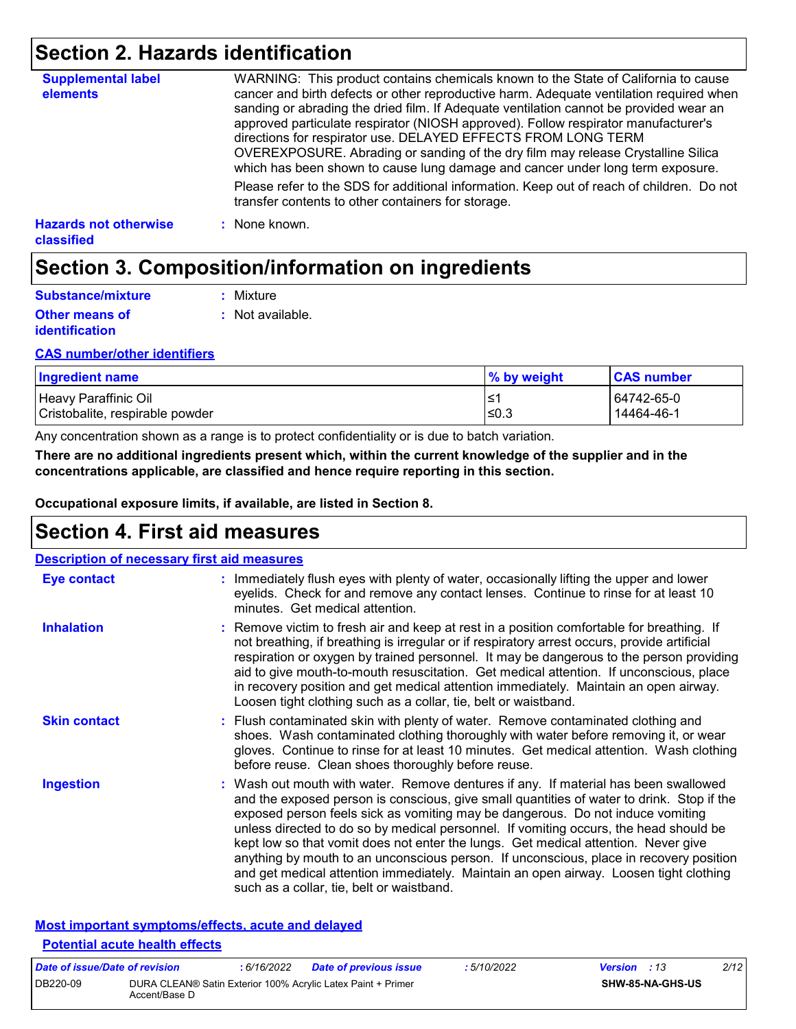# Section 2. Hazards identification

**Supplemental label elements**

WARNING: This product contains chemicals known to the State of California to cause cancer and birth defects or other reproductive harm. Adequate ventilation required when sanding or abrading the dried film. If Adequate ventilation cannot be provided wear an approved particulate respirator (NIOSH approved). Follow respirator manufacturer's directions for respirator use. DELAYED EFFECTS FROM LONG TERM OVEREXPOSURE. Abrading or sanding of the dry film may release Crystalline Silica which has been shown to cause lung damage and cancer under long term exposure.

Please refer to the SDS for additional information. Keep out of reach of children. Do not transfer contents to other containers for storage.

**Hazards not otherwise classified** : None known.

# Section 3. Composition/information on ingredients

**Substance/mixture** : Mixture

**Other means of identification** : Not available.

**CAS number/other identifiers**

| Ingredient name | % by weight | CAS number |
|---|---|---|
| Heavy Paraffinic Oil | ≤1 | 64742-65-0 |
| Cristobalite, respirable powder | ≤0.3 | 14464-46-1 |

Any concentration shown as a range is to protect confidentiality or is due to batch variation.

**There are no additional ingredients present which, within the current knowledge of the supplier and in the concentrations applicable, are classified and hence require reporting in this section.**

**Occupational exposure limits, if available, are listed in Section 8.**

# Section 4. First aid measures

**Description of necessary first aid measures**

**Eye contact** : Immediately flush eyes with plenty of water, occasionally lifting the upper and lower eyelids. Check for and remove any contact lenses. Continue to rinse for at least 10 minutes. Get medical attention.

**Inhalation** : Remove victim to fresh air and keep at rest in a position comfortable for breathing. If not breathing, if breathing is irregular or if respiratory arrest occurs, provide artificial respiration or oxygen by trained personnel. It may be dangerous to the person providing aid to give mouth-to-mouth resuscitation. Get medical attention. If unconscious, place in recovery position and get medical attention immediately. Maintain an open airway. Loosen tight clothing such as a collar, tie, belt or waistband.

**Skin contact** : Flush contaminated skin with plenty of water. Remove contaminated clothing and shoes. Wash contaminated clothing thoroughly with water before removing it, or wear gloves. Continue to rinse for at least 10 minutes. Get medical attention. Wash clothing before reuse. Clean shoes thoroughly before reuse.

**Ingestion** : Wash out mouth with water. Remove dentures if any. If material has been swallowed and the exposed person is conscious, give small quantities of water to drink. Stop if the exposed person feels sick as vomiting may be dangerous. Do not induce vomiting unless directed to do so by medical personnel. If vomiting occurs, the head should be kept low so that vomit does not enter the lungs. Get medical attention. Never give anything by mouth to an unconscious person. If unconscious, place in recovery position and get medical attention immediately. Maintain an open airway. Loosen tight clothing such as a collar, tie, belt or waistband.

**Most important symptoms/effects, acute and delayed**

**Potential acute health effects**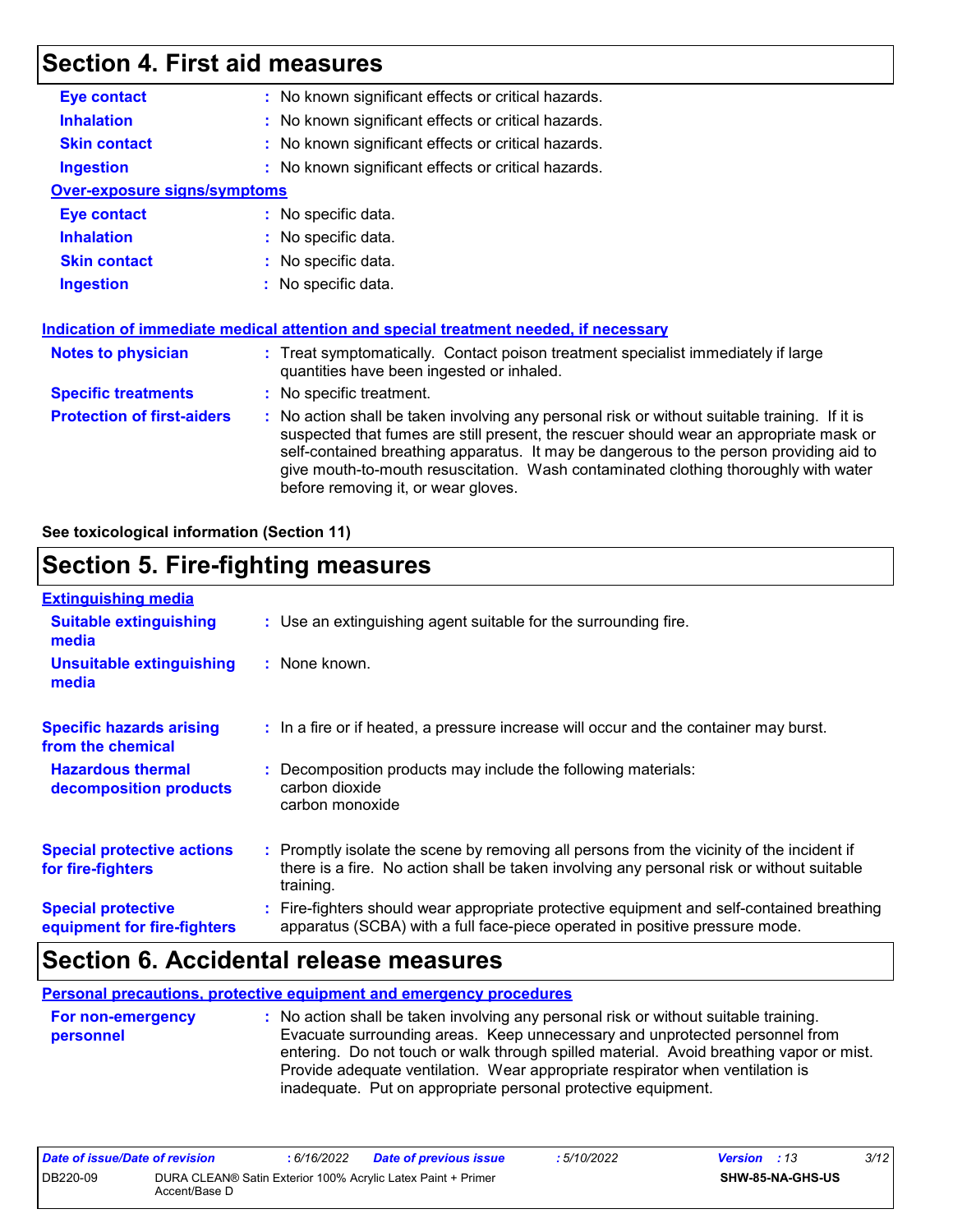## Section 4. First aid measures

**Eye contact** : No known significant effects or critical hazards.

**Inhalation** : No known significant effects or critical hazards.

**Skin contact** : No known significant effects or critical hazards.

**Ingestion** : No known significant effects or critical hazards.

**Over-exposure signs/symptoms**

**Eye contact** : No specific data.

**Inhalation** : No specific data.

**Skin contact** : No specific data.

**Ingestion** : No specific data.

**Indication of immediate medical attention and special treatment needed, if necessary**

**Notes to physician** : Treat symptomatically. Contact poison treatment specialist immediately if large quantities have been ingested or inhaled.

**Specific treatments** : No specific treatment.

**Protection of first-aiders** : No action shall be taken involving any personal risk or without suitable training. If it is suspected that fumes are still present, the rescuer should wear an appropriate mask or self-contained breathing apparatus. It may be dangerous to the person providing aid to give mouth-to-mouth resuscitation. Wash contaminated clothing thoroughly with water before removing it, or wear gloves.

**See toxicological information (Section 11)**

## Section 5. Fire-fighting measures

**Extinguishing media**

**Suitable extinguishing media** : Use an extinguishing agent suitable for the surrounding fire.

**Unsuitable extinguishing media** : None known.

**Specific hazards arising from the chemical** : In a fire or if heated, a pressure increase will occur and the container may burst.

**Hazardous thermal decomposition products** : Decomposition products may include the following materials:
carbon dioxide
carbon monoxide

**Special protective actions for fire-fighters** : Promptly isolate the scene by removing all persons from the vicinity of the incident if there is a fire. No action shall be taken involving any personal risk or without suitable training.

**Special protective equipment for fire-fighters** : Fire-fighters should wear appropriate protective equipment and self-contained breathing apparatus (SCBA) with a full face-piece operated in positive pressure mode.

## Section 6. Accidental release measures

**Personal precautions, protective equipment and emergency procedures**

**For non-emergency personnel** : No action shall be taken involving any personal risk or without suitable training. Evacuate surrounding areas. Keep unnecessary and unprotected personnel from entering. Do not touch or walk through spilled material. Avoid breathing vapor or mist. Provide adequate ventilation. Wear appropriate respirator when ventilation is inadequate. Put on appropriate personal protective equipment.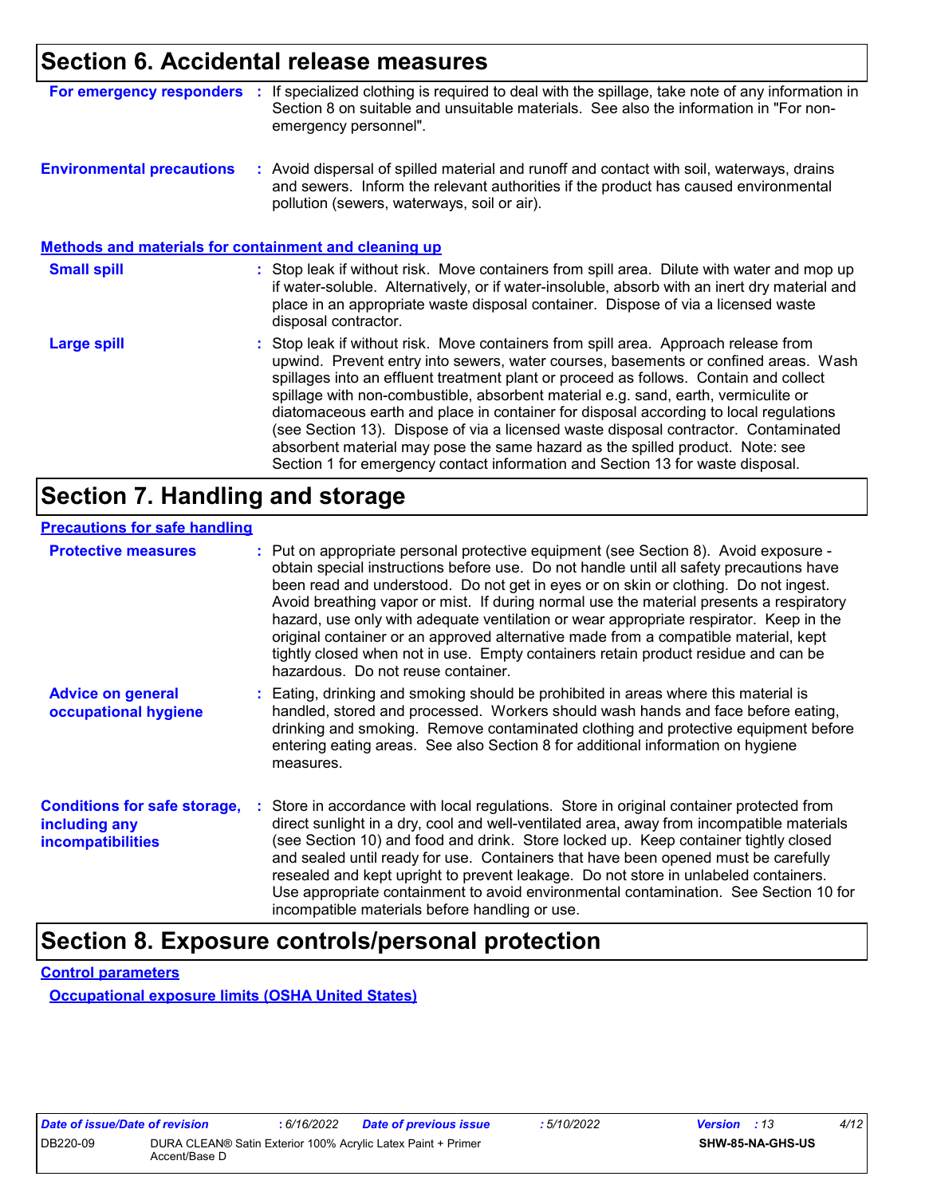## Section 6. Accidental release measures

**For emergency responders** : If specialized clothing is required to deal with the spillage, take note of any information in Section 8 on suitable and unsuitable materials. See also the information in "For non-emergency personnel".

**Environmental precautions** : Avoid dispersal of spilled material and runoff and contact with soil, waterways, drains and sewers. Inform the relevant authorities if the product has caused environmental pollution (sewers, waterways, soil or air).

### Methods and materials for containment and cleaning up

**Small spill** : Stop leak if without risk. Move containers from spill area. Dilute with water and mop up if water-soluble. Alternatively, or if water-insoluble, absorb with an inert dry material and place in an appropriate waste disposal container. Dispose of via a licensed waste disposal contractor.

**Large spill** : Stop leak if without risk. Move containers from spill area. Approach release from upwind. Prevent entry into sewers, water courses, basements or confined areas. Wash spillages into an effluent treatment plant or proceed as follows. Contain and collect spillage with non-combustible, absorbent material e.g. sand, earth, vermiculite or diatomaceous earth and place in container for disposal according to local regulations (see Section 13). Dispose of via a licensed waste disposal contractor. Contaminated absorbent material may pose the same hazard as the spilled product. Note: see Section 1 for emergency contact information and Section 13 for waste disposal.

## Section 7. Handling and storage

### Precautions for safe handling

**Protective measures** : Put on appropriate personal protective equipment (see Section 8). Avoid exposure - obtain special instructions before use. Do not handle until all safety precautions have been read and understood. Do not get in eyes or on skin or clothing. Do not ingest. Avoid breathing vapor or mist. If during normal use the material presents a respiratory hazard, use only with adequate ventilation or wear appropriate respirator. Keep in the original container or an approved alternative made from a compatible material, kept tightly closed when not in use. Empty containers retain product residue and can be hazardous. Do not reuse container.

**Advice on general occupational hygiene** : Eating, drinking and smoking should be prohibited in areas where this material is handled, stored and processed. Workers should wash hands and face before eating, drinking and smoking. Remove contaminated clothing and protective equipment before entering eating areas. See also Section 8 for additional information on hygiene measures.

**Conditions for safe storage, including any incompatibilities** : Store in accordance with local regulations. Store in original container protected from direct sunlight in a dry, cool and well-ventilated area, away from incompatible materials (see Section 10) and food and drink. Store locked up. Keep container tightly closed and sealed until ready for use. Containers that have been opened must be carefully resealed and kept upright to prevent leakage. Do not store in unlabeled containers. Use appropriate containment to avoid environmental contamination. See Section 10 for incompatible materials before handling or use.

## Section 8. Exposure controls/personal protection

### Control parameters

#### Occupational exposure limits (OSHA United States)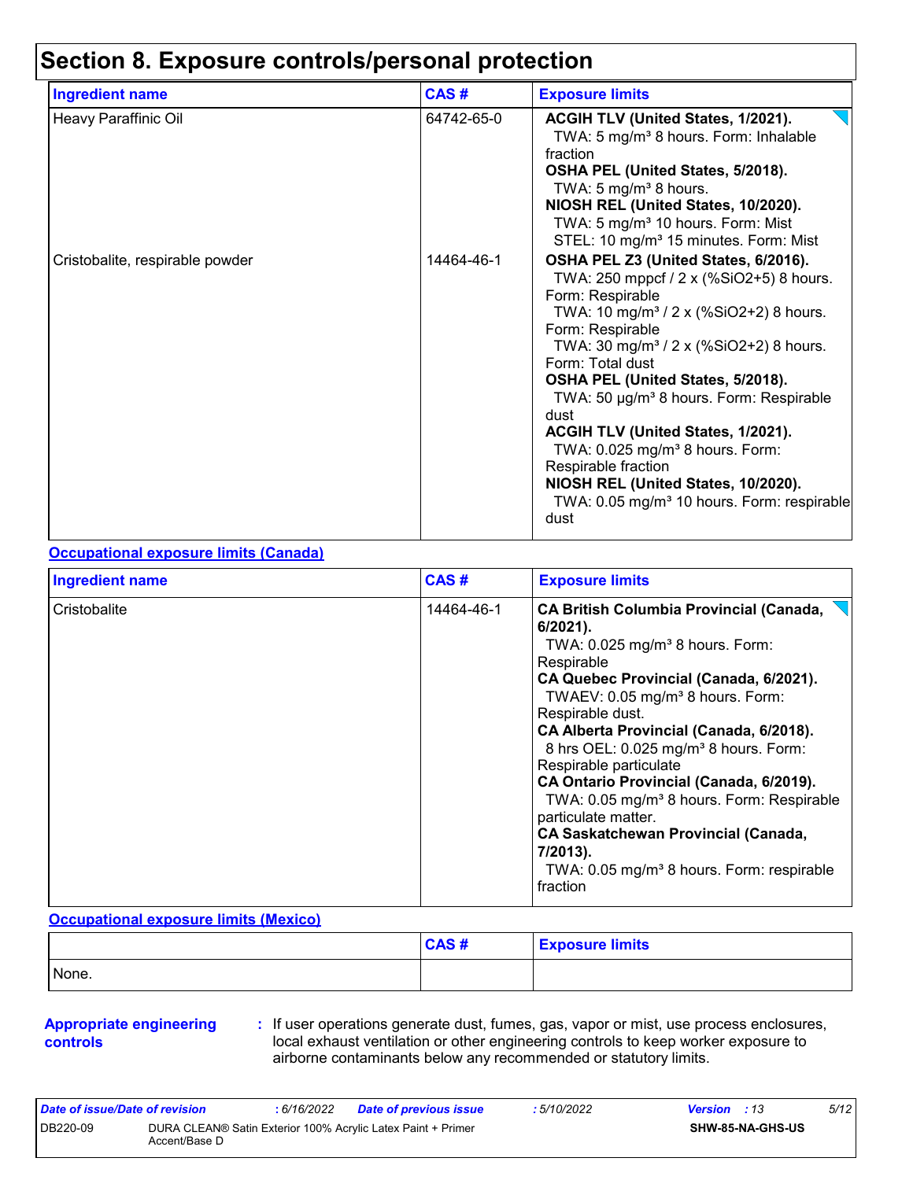# Section 8. Exposure controls/personal protection

| Ingredient name | CAS # | Exposure limits |
| --- | --- | --- |
| Heavy Paraffinic Oil | 64742-65-0 | **ACGIH TLV (United States, 1/2021).** TWA: 5 mg/m³ 8 hours. Form: Inhalable fraction **OSHA PEL (United States, 5/2018).** TWA: 5 mg/m³ 8 hours. **NIOSH REL (United States, 10/2020).** TWA: 5 mg/m³ 10 hours. Form: Mist STEL: 10 mg/m³ 15 minutes. Form: Mist |
| Cristobalite, respirable powder | 14464-46-1 | **OSHA PEL Z3 (United States, 6/2016).** TWA: 250 mppcf / 2 x (%SiO2+5) 8 hours. Form: Respirable TWA: 10 mg/m³ / 2 x (%SiO2+2) 8 hours. Form: Respirable TWA: 30 mg/m³ / 2 x (%SiO2+2) 8 hours. Form: Total dust **OSHA PEL (United States, 5/2018).** TWA: 50 µg/m³ 8 hours. Form: Respirable dust **ACGIH TLV (United States, 1/2021).** TWA: 0.025 mg/m³ 8 hours. Form: Respirable fraction **NIOSH REL (United States, 10/2020).** TWA: 0.05 mg/m³ 10 hours. Form: respirable dust |

**Occupational exposure limits (Canada)**

| Ingredient name | CAS # | Exposure limits |
| --- | --- | --- |
| Cristobalite | 14464-46-1 | **CA British Columbia Provincial (Canada, 6/2021).** TWA: 0.025 mg/m³ 8 hours. Form: Respirable **CA Quebec Provincial (Canada, 6/2021).** TWAEV: 0.05 mg/m³ 8 hours. Form: Respirable dust. **CA Alberta Provincial (Canada, 6/2018).** 8 hrs OEL: 0.025 mg/m³ 8 hours. Form: Respirable particulate **CA Ontario Provincial (Canada, 6/2019).** TWA: 0.05 mg/m³ 8 hours. Form: Respirable particulate matter. **CA Saskatchewan Provincial (Canada, 7/2013).** TWA: 0.05 mg/m³ 8 hours. Form: respirable fraction |

**Occupational exposure limits (Mexico)**

| | CAS # | Exposure limits |
| --- | --- | --- |
| None. | | |

**Appropriate engineering controls** : If user operations generate dust, fumes, gas, vapor or mist, use process enclosures, local exhaust ventilation or other engineering controls to keep worker exposure to airborne contaminants below any recommended or statutory limits.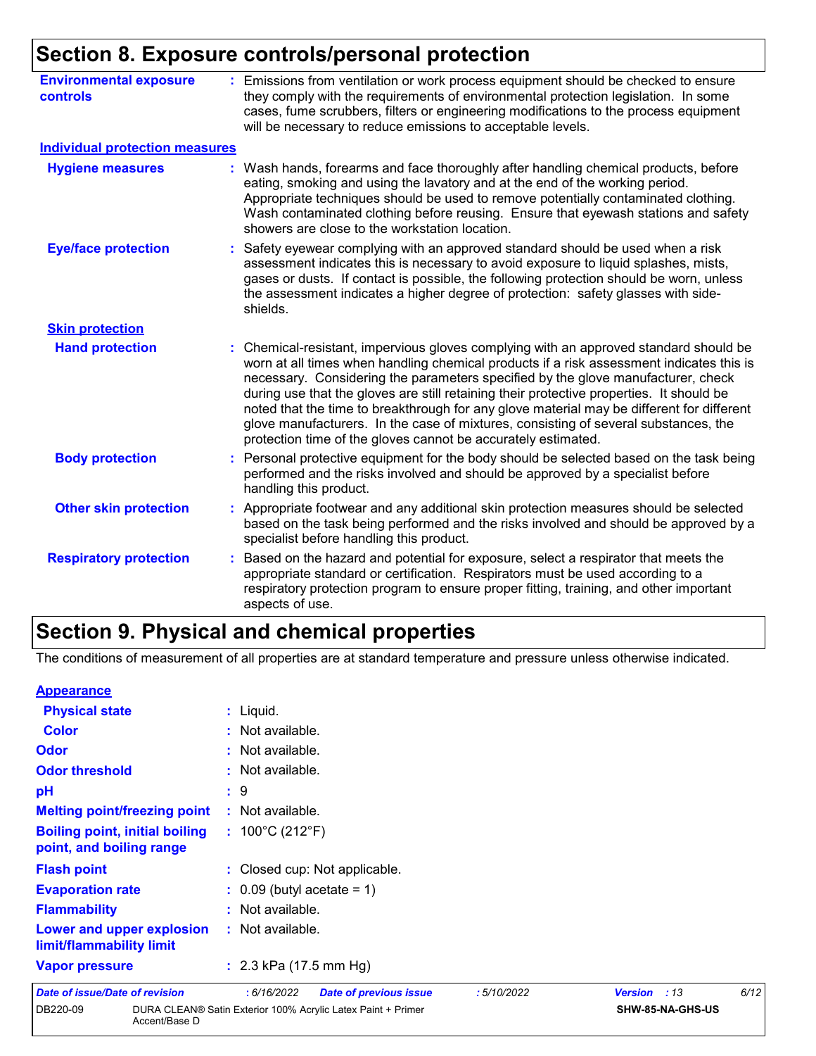## Section 8. Exposure controls/personal protection

**Environmental exposure controls** : Emissions from ventilation or work process equipment should be checked to ensure they comply with the requirements of environmental protection legislation. In some cases, fume scrubbers, filters or engineering modifications to the process equipment will be necessary to reduce emissions to acceptable levels.

### Individual protection measures

**Hygiene measures** : Wash hands, forearms and face thoroughly after handling chemical products, before eating, smoking and using the lavatory and at the end of the working period. Appropriate techniques should be used to remove potentially contaminated clothing. Wash contaminated clothing before reusing. Ensure that eyewash stations and safety showers are close to the workstation location.

**Eye/face protection** : Safety eyewear complying with an approved standard should be used when a risk assessment indicates this is necessary to avoid exposure to liquid splashes, mists, gases or dusts. If contact is possible, the following protection should be worn, unless the assessment indicates a higher degree of protection: safety glasses with side-shields.

#### Skin protection

**Hand protection** : Chemical-resistant, impervious gloves complying with an approved standard should be worn at all times when handling chemical products if a risk assessment indicates this is necessary. Considering the parameters specified by the glove manufacturer, check during use that the gloves are still retaining their protective properties. It should be noted that the time to breakthrough for any glove material may be different for different glove manufacturers. In the case of mixtures, consisting of several substances, the protection time of the gloves cannot be accurately estimated.

**Body protection** : Personal protective equipment for the body should be selected based on the task being performed and the risks involved and should be approved by a specialist before handling this product.

**Other skin protection** : Appropriate footwear and any additional skin protection measures should be selected based on the task being performed and the risks involved and should be approved by a specialist before handling this product.

**Respiratory protection** : Based on the hazard and potential for exposure, select a respirator that meets the appropriate standard or certification. Respirators must be used according to a respiratory protection program to ensure proper fitting, training, and other important aspects of use.

## Section 9. Physical and chemical properties

The conditions of measurement of all properties are at standard temperature and pressure unless otherwise indicated.

### Appearance

**Physical state** : Liquid.

**Color** : Not available.

**Odor** : Not available.

**Odor threshold** : Not available.

**pH** : 9

**Melting point/freezing point** : Not available.

**Boiling point, initial boiling point, and boiling range** : 100°C (212°F)

**Flash point** : Closed cup: Not applicable.

**Evaporation rate** : 0.09 (butyl acetate = 1)

**Flammability** : Not available.

**Lower and upper explosion limit/flammability limit** : Not available.

**Vapor pressure** : 2.3 kPa (17.5 mm Hg)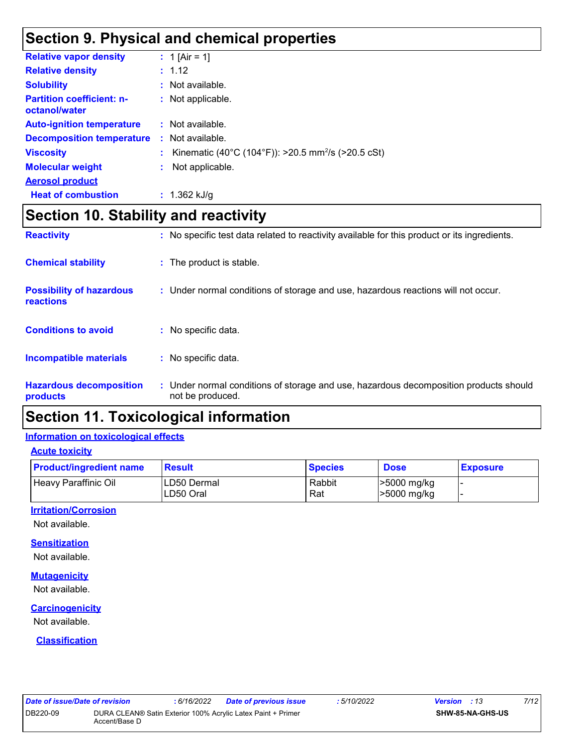## Section 9. Physical and chemical properties

**Relative vapor density** : 1 [Air = 1]

**Relative density** : 1.12

**Solubility** : Not available.

**Partition coefficient: n-octanol/water** : Not applicable.

**Auto-ignition temperature** : Not available.

**Decomposition temperature** : Not available.

**Viscosity** : Kinematic (40°C (104°F)): >20.5 $mm^2/s$ (>20.5 cSt)

**Molecular weight** : Not applicable.

**Aerosol product**

**Heat of combustion** : 1.362 kJ/g

## Section 10. Stability and reactivity

**Reactivity** : No specific test data related to reactivity available for this product or its ingredients.

**Chemical stability** : The product is stable.

**Possibility of hazardous reactions** : Under normal conditions of storage and use, hazardous reactions will not occur.

**Conditions to avoid** : No specific data.

**Incompatible materials** : No specific data.

**Hazardous decomposition products** : Under normal conditions of storage and use, hazardous decomposition products should not be produced.

## Section 11. Toxicological information

### Information on toxicological effects

#### Acute toxicity

| Product/ingredient name | Result | Species | Dose | Exposure |
|---|---|---|---|---|
| Heavy Paraffinic Oil | LD50 Dermal<br>LD50 Oral | Rabbit<br>Rat | >5000 mg/kg<br>>5000 mg/kg | -<br>- |

#### Irritation/Corrosion

Not available.

#### Sensitization

Not available.

#### Mutagenicity

Not available.

#### Carcinogenicity

Not available.

#### Classification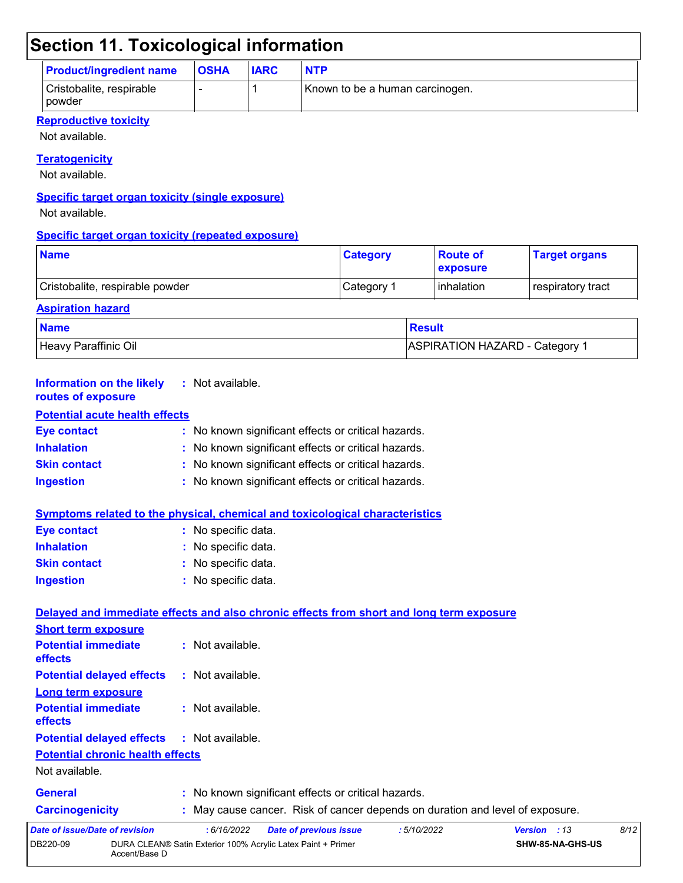# Section 11. Toxicological information

| Product/ingredient name | OSHA | IARC | NTP |
|---|---|---|---|
| Cristobalite, respirable powder | - | 1 | Known to be a human carcinogen. |

**Reproductive toxicity**

Not available.

**Teratogenicity**

Not available.

**Specific target organ toxicity (single exposure)**

Not available.

**Specific target organ toxicity (repeated exposure)**

| Name | Category | Route of exposure | Target organs |
|---|---|---|---|
| Cristobalite, respirable powder | Category 1 | inhalation | respiratory tract |

**Aspiration hazard**

| Name | Result |
|---|---|
| Heavy Paraffinic Oil | ASPIRATION HAZARD - Category 1 |

**Information on the likely routes of exposure** : Not available.

**Potential acute health effects**

**Eye contact** : No known significant effects or critical hazards.

**Inhalation** : No known significant effects or critical hazards.

**Skin contact** : No known significant effects or critical hazards.

**Ingestion** : No known significant effects or critical hazards.

**Symptoms related to the physical, chemical and toxicological characteristics**

**Eye contact** : No specific data.

**Inhalation** : No specific data.

**Skin contact** : No specific data.

**Ingestion** : No specific data.

**Delayed and immediate effects and also chronic effects from short and long term exposure**

**Short term exposure**

**Potential immediate effects** : Not available.

**Potential delayed effects** : Not available.

**Long term exposure**

**Potential immediate effects** : Not available.

**Potential delayed effects** : Not available.

**Potential chronic health effects**

Not available.

**General** : No known significant effects or critical hazards.

**Carcinogenicity** : May cause cancer. Risk of cancer depends on duration and level of exposure.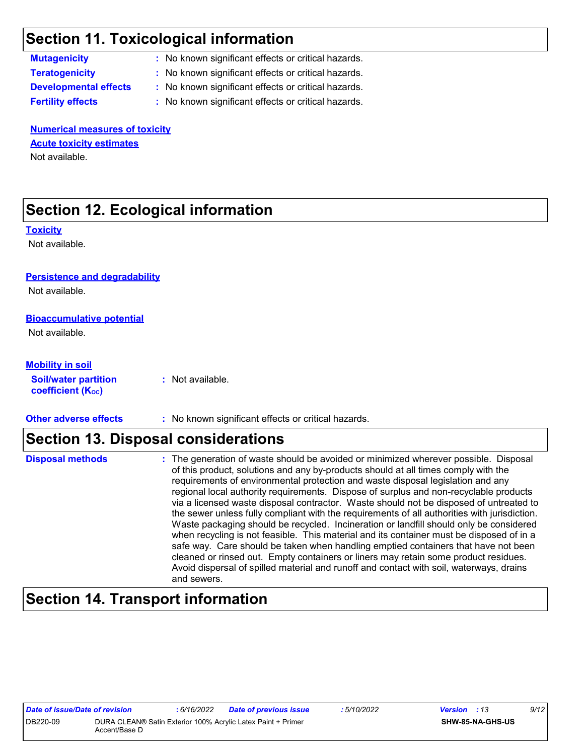## Section 11. Toxicological information

**Mutagenicity** : No known significant effects or critical hazards.
**Teratogenicity** : No known significant effects or critical hazards.
**Developmental effects** : No known significant effects or critical hazards.
**Fertility effects** : No known significant effects or critical hazards.

**Numerical measures of toxicity**

**Acute toxicity estimates**

Not available.

## Section 12. Ecological information

**Toxicity**

Not available.

**Persistence and degradability**

Not available.

**Bioaccumulative potential**

Not available.

**Mobility in soil**

**Soil/water partition coefficient ($K_{OC}$)** : Not available.

**Other adverse effects** : No known significant effects or critical hazards.

## Section 13. Disposal considerations

**Disposal methods** : The generation of waste should be avoided or minimized wherever possible. Disposal of this product, solutions and any by-products should at all times comply with the requirements of environmental protection and waste disposal legislation and any regional local authority requirements. Dispose of surplus and non-recyclable products via a licensed waste disposal contractor. Waste should not be disposed of untreated to the sewer unless fully compliant with the requirements of all authorities with jurisdiction. Waste packaging should be recycled. Incineration or landfill should only be considered when recycling is not feasible. This material and its container must be disposed of in a safe way. Care should be taken when handling emptied containers that have not been cleaned or rinsed out. Empty containers or liners may retain some product residues. Avoid dispersal of spilled material and runoff and contact with soil, waterways, drains and sewers.

## Section 14. Transport information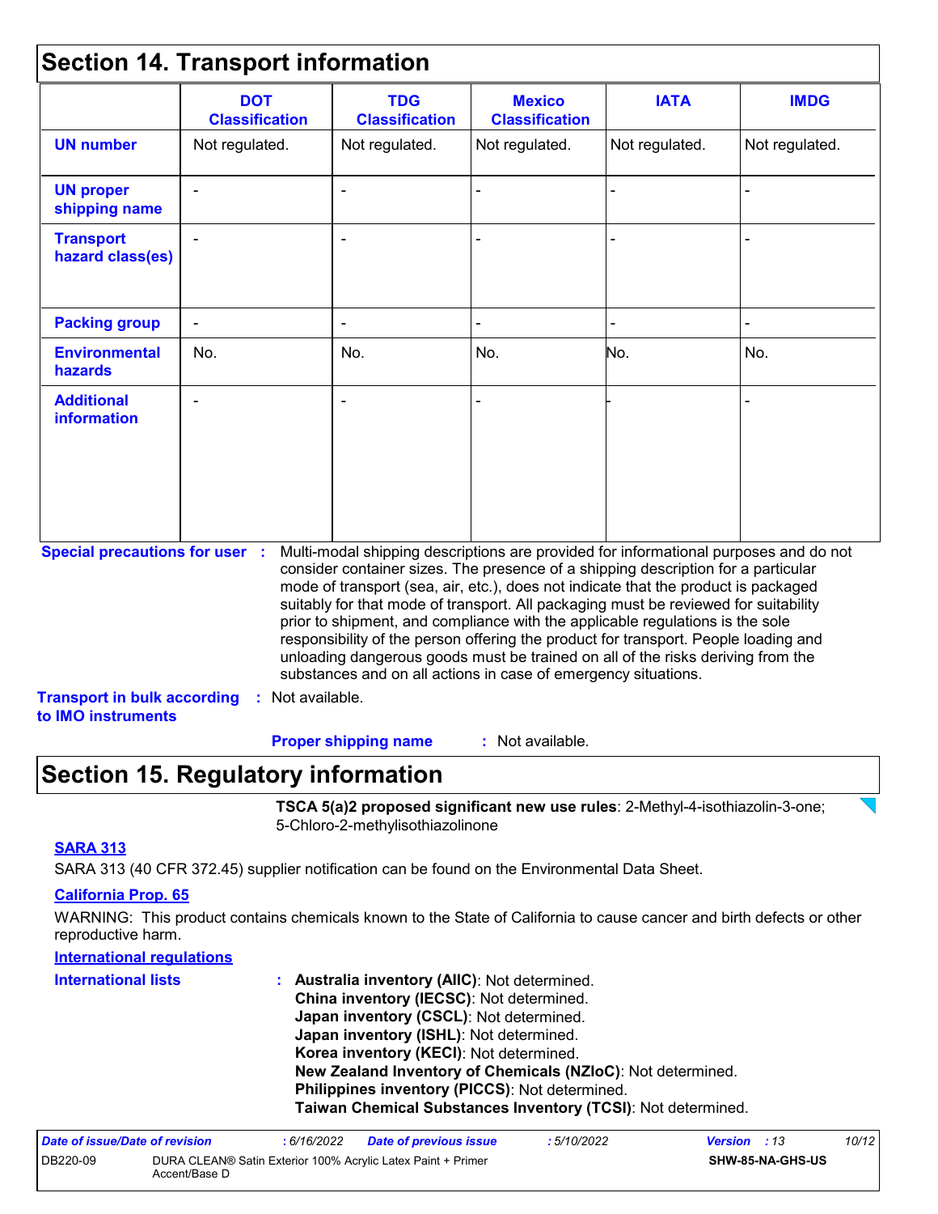## Section 14. Transport information

| | DOT Classification | TDG Classification | Mexico Classification | IATA | IMDG |
|---|---|---|---|---|---|
| **UN number** | Not regulated. | Not regulated. | Not regulated. | Not regulated. | Not regulated. |
| **UN proper shipping name** | - | - | - | - | - |
| **Transport hazard class(es)** | - | - | - | - | - |
| **Packing group** | - | - | - | - | - |
| **Environmental hazards** | No. | No. | No. | No. | No. |
| **Additional information** | - | - | - | - | - |

**Special precautions for user** : Multi-modal shipping descriptions are provided for informational purposes and do not consider container sizes. The presence of a shipping description for a particular mode of transport (sea, air, etc.), does not indicate that the product is packaged suitably for that mode of transport. All packaging must be reviewed for suitability prior to shipment, and compliance with the applicable regulations is the sole responsibility of the person offering the product for transport. People loading and unloading dangerous goods must be trained on all of the risks deriving from the substances and on all actions in case of emergency situations.

**Transport in bulk according to IMO instruments** : Not available.

**Proper shipping name** : Not available.

## Section 15. Regulatory information

**TSCA 5(a)2 proposed significant new use rules**: 2-Methyl-4-isothiazolin-3-one; 5-Chloro-2-methylisothiazolinone

**SARA 313**

SARA 313 (40 CFR 372.45) supplier notification can be found on the Environmental Data Sheet.

**California Prop. 65**

WARNING: This product contains chemicals known to the State of California to cause cancer and birth defects or other reproductive harm.

**International regulations**

**International lists** : **Australia inventory (AIIC)**: Not determined.
**China inventory (IECSC)**: Not determined.
**Japan inventory (CSCL)**: Not determined.
**Japan inventory (ISHL)**: Not determined.
**Korea inventory (KECI)**: Not determined.
**New Zealand Inventory of Chemicals (NZIoC)**: Not determined.
**Philippines inventory (PICCS)**: Not determined.
**Taiwan Chemical Substances Inventory (TCSI)**: Not determined.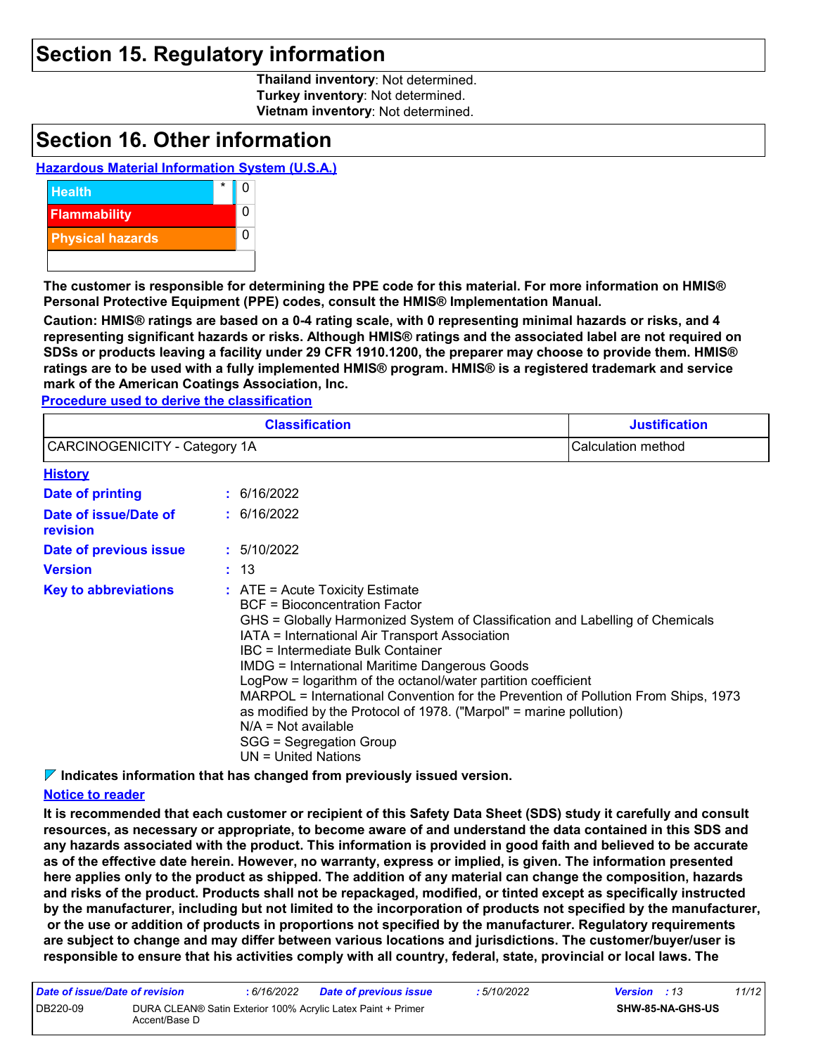## Section 15. Regulatory information

**Thailand inventory**: Not determined.
**Turkey inventory**: Not determined.
**Vietnam inventory**: Not determined.

## Section 16. Other information

**Hazardous Material Information System (U.S.A.)**

| | | |
|---|---|---|
| Health | * | 0 |
| Flammability | | 0 |
| Physical hazards | | 0 |
| | | |

**The customer is responsible for determining the PPE code for this material. For more information on HMIS® Personal Protective Equipment (PPE) codes, consult the HMIS® Implementation Manual.**

**Caution: HMIS® ratings are based on a 0-4 rating scale, with 0 representing minimal hazards or risks, and 4 representing significant hazards or risks. Although HMIS® ratings and the associated label are not required on SDSs or products leaving a facility under 29 CFR 1910.1200, the preparer may choose to provide them. HMIS® ratings are to be used with a fully implemented HMIS® program. HMIS® is a registered trademark and service mark of the American Coatings Association, Inc.**

**Procedure used to derive the classification**

| Classification | Justification |
|---|---|
| CARCINOGENICITY - Category 1A | Calculation method |

**History**

**Date of printing** : 6/16/2022

**Date of issue/Date of revision** : 6/16/2022

**Date of previous issue** : 5/10/2022

**Version** : 13

**Key to abbreviations** :
ATE = Acute Toxicity Estimate
BCF = Bioconcentration Factor
GHS = Globally Harmonized System of Classification and Labelling of Chemicals
IATA = International Air Transport Association
IBC = Intermediate Bulk Container
IMDG = International Maritime Dangerous Goods
LogPow = logarithm of the octanol/water partition coefficient
MARPOL = International Convention for the Prevention of Pollution From Ships, 1973 as modified by the Protocol of 1978. ("Marpol" = marine pollution)
N/A = Not available
SGG = Segregation Group
UN = United Nations

**Indicates information that has changed from previously issued version.**

**Notice to reader**

**It is recommended that each customer or recipient of this Safety Data Sheet (SDS) study it carefully and consult resources, as necessary or appropriate, to become aware of and understand the data contained in this SDS and any hazards associated with the product. This information is provided in good faith and believed to be accurate as of the effective date herein. However, no warranty, express or implied, is given. The information presented here applies only to the product as shipped. The addition of any material can change the composition, hazards and risks of the product. Products shall not be repackaged, modified, or tinted except as specifically instructed by the manufacturer, including but not limited to the incorporation of products not specified by the manufacturer, or the use or addition of products in proportions not specified by the manufacturer. Regulatory requirements are subject to change and may differ between various locations and jurisdictions. The customer/buyer/user is responsible to ensure that his activities comply with all country, federal, state, provincial or local laws. The**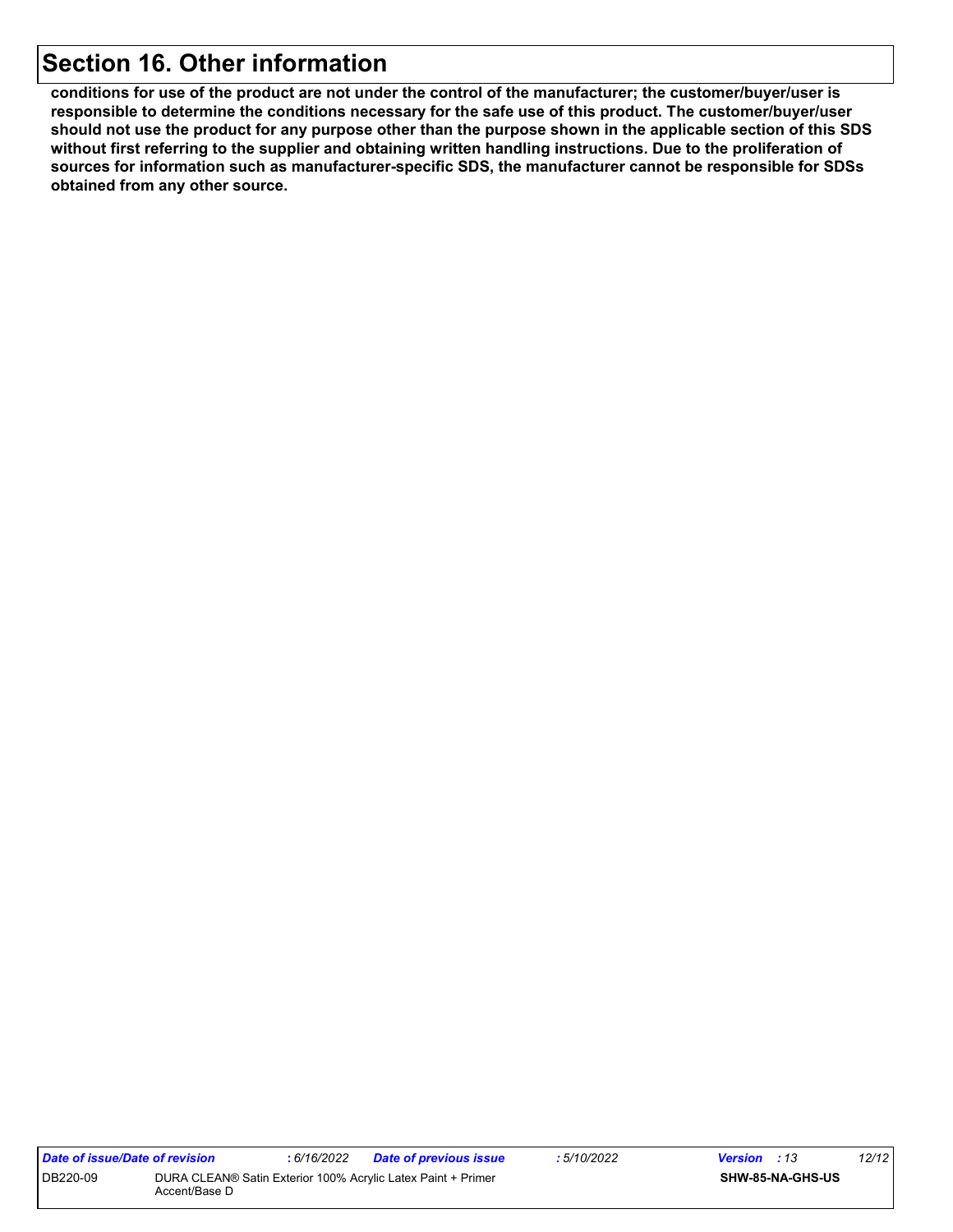# Section 16. Other information

**conditions for use of the product are not under the control of the manufacturer; the customer/buyer/user is responsible to determine the conditions necessary for the safe use of this product. The customer/buyer/user should not use the product for any purpose other than the purpose shown in the applicable section of this SDS without first referring to the supplier and obtaining written handling instructions. Due to the proliferation of sources for information such as manufacturer-specific SDS, the manufacturer cannot be responsible for SDSs obtained from any other source.**